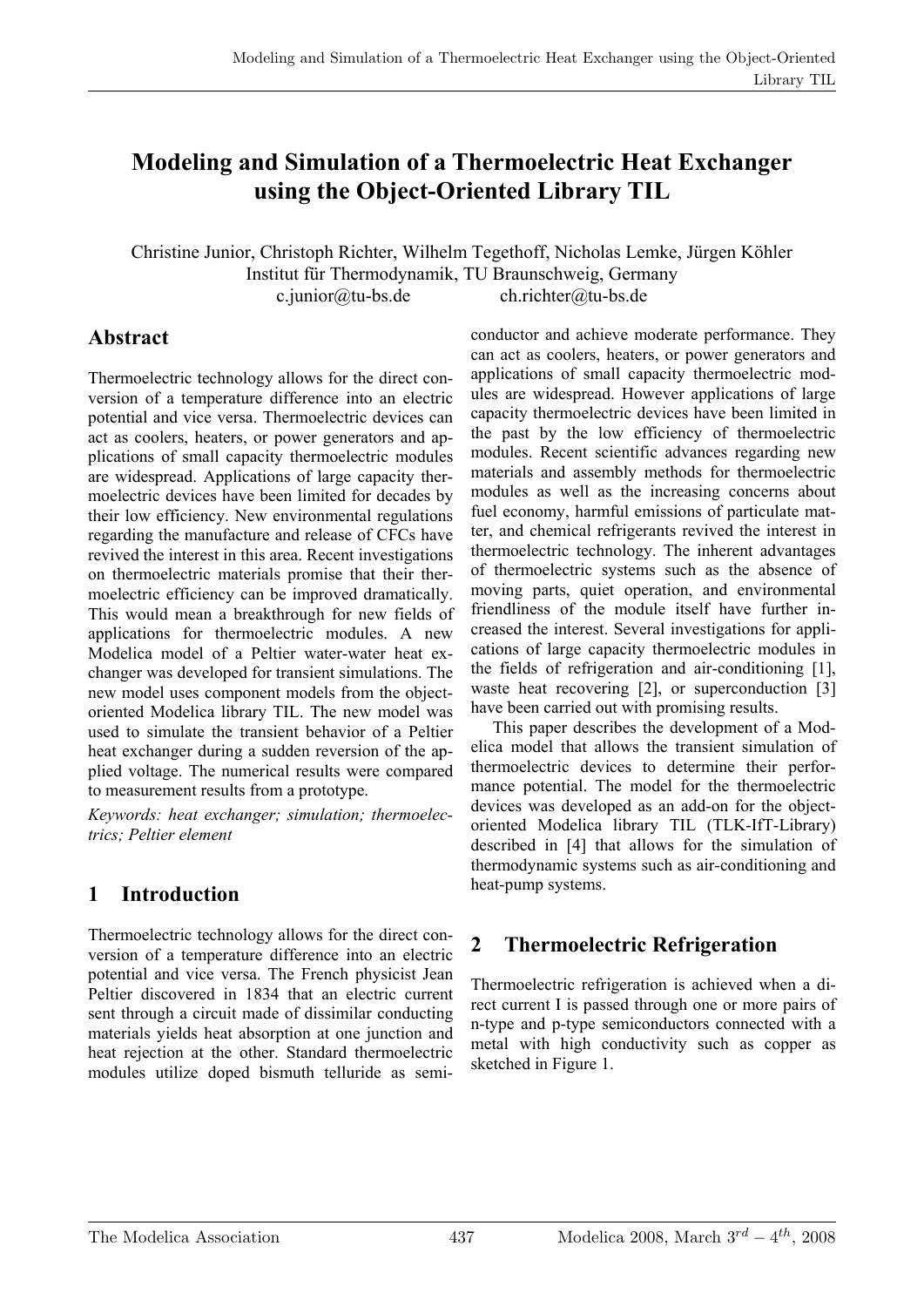# Modeling and Simulation of a Thermoelectric Heat Exchanger using the Object-Oriented Library TIL

Christine Junior, Christoph Richter, Wilhelm Tegethoff, Nicholas Lemke, Jürgen Köhler
Institut für Thermodynamik, TU Braunschweig, Germany
c.junior@tu-bs.de ch.richter@tu-bs.de

## Abstract

Thermoelectric technology allows for the direct conversion of a temperature difference into an electric potential and vice versa. Thermoelectric devices can act as coolers, heaters, or power generators and applications of small capacity thermoelectric modules are widespread. Applications of large capacity thermoelectric devices have been limited for decades by their low efficiency. New environmental regulations regarding the manufacture and release of CFCs have revived the interest in this area. Recent investigations on thermoelectric materials promise that their thermoelectric efficiency can be improved dramatically. This would mean a breakthrough for new fields of applications for thermoelectric modules. A new Modelica model of a Peltier water-water heat exchanger was developed for transient simulations. The new model uses component models from the object-oriented Modelica library TIL. The new model was used to simulate the transient behavior of a Peltier heat exchanger during a sudden reversion of the applied voltage. The numerical results were compared to measurement results from a prototype.

*Keywords: heat exchanger; simulation; thermoelectrics; Peltier element*

## 1 Introduction

Thermoelectric technology allows for the direct conversion of a temperature difference into an electric potential and vice versa. The French physicist Jean Peltier discovered in 1834 that an electric current sent through a circuit made of dissimilar conducting materials yields heat absorption at one junction and heat rejection at the other. Standard thermoelectric modules utilize doped bismuth telluride as semiconductor and achieve moderate performance. They can act as coolers, heaters, or power generators and applications of small capacity thermoelectric modules are widespread. However applications of large capacity thermoelectric devices have been limited in the past by the low efficiency of thermoelectric modules. Recent scientific advances regarding new materials and assembly methods for thermoelectric modules as well as the increasing concerns about fuel economy, harmful emissions of particulate matter, and chemical refrigerants revived the interest in thermoelectric technology. The inherent advantages of thermoelectric systems such as the absence of moving parts, quiet operation, and environmental friendliness of the module itself have further increased the interest. Several investigations for applications of large capacity thermoelectric modules in the fields of refrigeration and air-conditioning [1], waste heat recovering [2], or superconduction [3] have been carried out with promising results.

This paper describes the development of a Modelica model that allows the transient simulation of thermoelectric devices to determine their performance potential. The model for the thermoelectric devices was developed as an add-on for the object-oriented Modelica library TIL (TLK-IfT-Library) described in [4] that allows for the simulation of thermodynamic systems such as air-conditioning and heat-pump systems.

## 2 Thermoelectric Refrigeration

Thermoelectric refrigeration is achieved when a direct current I is passed through one or more pairs of n-type and p-type semiconductors connected with a metal with high conductivity such as copper as sketched in Figure 1.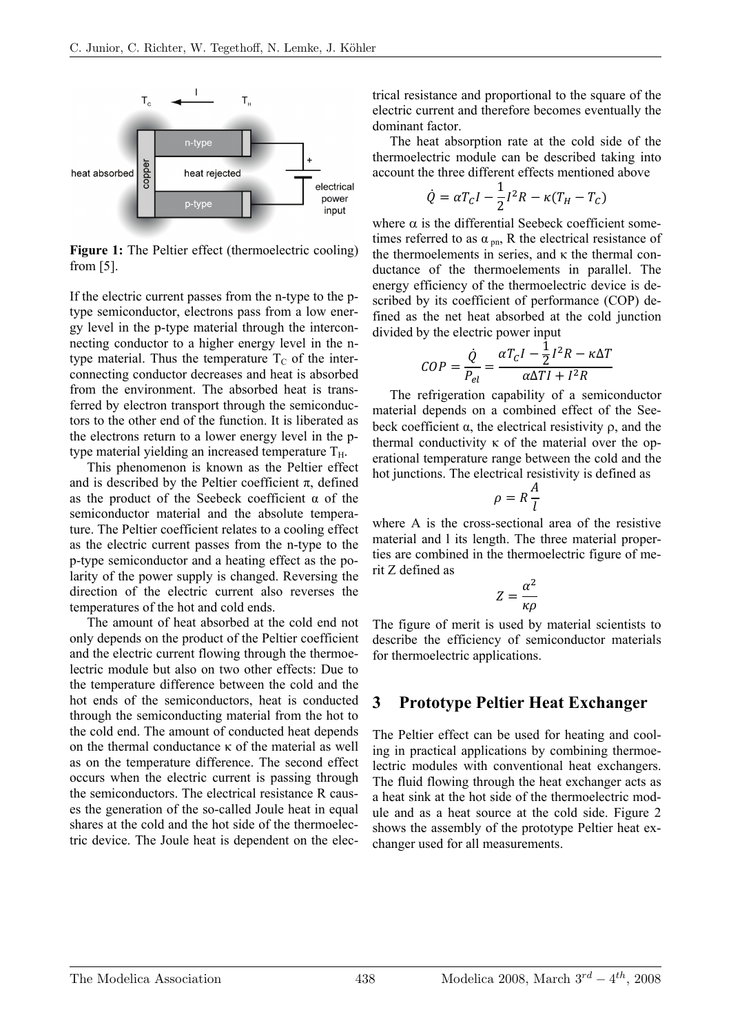**Figure 1:** The Peltier effect (thermoelectric cooling) from [5].

If the electric current passes from the n-type to the p-type semiconductor, electrons pass from a low energy level in the p-type material through the interconnecting conductor to a higher energy level in the n-type material. Thus the temperature $T_C$ of the interconnecting conductor decreases and heat is absorbed from the environment. The absorbed heat is transferred by electron transport through the semiconductors to the other end of the function. It is liberated as the electrons return to a lower energy level in the p-type material yielding an increased temperature $T_H$.

This phenomenon is known as the Peltier effect and is described by the Peltier coefficient $\pi$, defined as the product of the Seebeck coefficient $\alpha$ of the semiconductor material and the absolute temperature. The Peltier coefficient relates to a cooling effect as the electric current passes from the n-type to the p-type semiconductor and a heating effect as the polarity of the power supply is changed. Reversing the direction of the electric current also reverses the temperatures of the hot and cold ends.

The amount of heat absorbed at the cold end not only depends on the product of the Peltier coefficient and the electric current flowing through the thermoelectric module but also on two other effects: Due to the temperature difference between the cold and the hot ends of the semiconductors, heat is conducted through the semiconducting material from the hot to the cold end. The amount of conducted heat depends on the thermal conductance $\kappa$ of the material as well as on the temperature difference. The second effect occurs when the electric current is passing through the semiconductors. The electrical resistance R causes the generation of the so-called Joule heat in equal shares at the cold and the hot side of the thermoelectric device. The Joule heat is dependent on the electrical resistance and proportional to the square of the electric current and therefore becomes eventually the dominant factor.

The heat absorption rate at the cold side of the thermoelectric module can be described taking into account the three different effects mentioned above

$$\dot{Q} = \alpha T_C I - \frac{1}{2} I^2 R - \kappa (T_H - T_C)$$

where $\alpha$ is the differential Seebeck coefficient sometimes referred to as $\alpha_{pn}$, R the electrical resistance of the thermoelements in series, and $\kappa$ the thermal conductance of the thermoelements in parallel. The energy efficiency of the thermoelectric device is described by its coefficient of performance (COP) defined as the net heat absorbed at the cold junction divided by the electric power input

$$COP = \frac{\dot{Q}}{P_{el}} = \frac{\alpha T_C I - \frac{1}{2} I^2 R - \kappa \Delta T}{\alpha \Delta T I + I^2 R}$$

The refrigeration capability of a semiconductor material depends on a combined effect of the Seebeck coefficient $\alpha$, the electrical resistivity $\rho$, and the thermal conductivity $\kappa$ of the material over the operational temperature range between the cold and the hot junctions. The electrical resistivity is defined as

$$\rho = R \frac{A}{l}$$

where A is the cross-sectional area of the resistive material and l its length. The three material properties are combined in the thermoelectric figure of merit Z defined as

$$Z = \frac{\alpha^2}{\kappa \rho}$$

The figure of merit is used by material scientists to describe the efficiency of semiconductor materials for thermoelectric applications.

## 3 Prototype Peltier Heat Exchanger

The Peltier effect can be used for heating and cooling in practical applications by combining thermoelectric modules with conventional heat exchangers. The fluid flowing through the heat exchanger acts as a heat sink at the hot side of the thermoelectric module and as a heat source at the cold side. Figure 2 shows the assembly of the prototype Peltier heat exchanger used for all measurements.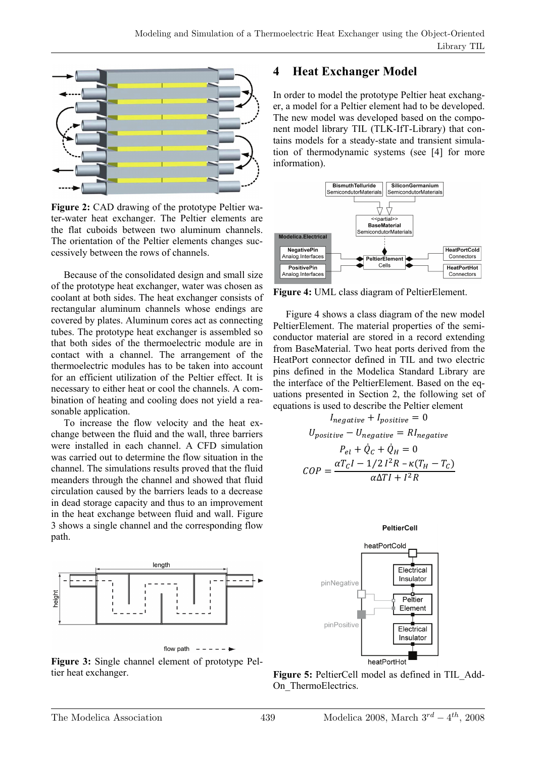**Figure 2:** CAD drawing of the prototype Peltier water-water heat exchanger. The Peltier elements are the flat cuboids between two aluminum channels. The orientation of the Peltier elements changes successively between the rows of channels.

Because of the consolidated design and small size of the prototype heat exchanger, water was chosen as coolant at both sides. The heat exchanger consists of rectangular aluminum channels whose endings are covered by plates. Aluminum cores act as connecting tubes. The prototype heat exchanger is assembled so that both sides of the thermoelectric module are in contact with a channel. The arrangement of the thermoelectric modules has to be taken into account for an efficient utilization of the Peltier effect. It is necessary to either heat or cool the channels. A combination of heating and cooling does not yield a reasonable application.

To increase the flow velocity and the heat exchange between the fluid and the wall, three barriers were installed in each channel. A CFD simulation was carried out to determine the flow situation in the channel. The simulations results proved that the fluid meanders through the channel and showed that fluid circulation caused by the barriers leads to a decrease in dead storage capacity and thus to an improvement in the heat exchange between fluid and wall. Figure 3 shows a single channel and the corresponding flow path.

**Figure 3:** Single channel element of prototype Peltier heat exchanger.

# 4 Heat Exchanger Model

In order to model the prototype Peltier heat exchanger, a model for a Peltier element had to be developed. The new model was developed based on the component model library TIL (TLK-IfT-Library) that contains models for a steady-state and transient simulation of thermodynamic systems (see [4] for more information).

**Figure 4:** UML class diagram of PeltierElement.

Figure 4 shows a class diagram of the new model PeltierElement. The material properties of the semiconductor material are stored in a record extending from BaseMaterial. Two heat ports derived from the HeatPort connector defined in TIL and two electric pins defined in the Modelica Standard Library are the interface of the PeltierElement. Based on the equations presented in Section 2, the following set of equations is used to describe the Peltier element

$$I_{negative} + I_{positive} = 0$$

$$U_{positive} - U_{negative} = RI_{negative}$$

$$P_{el} + \dot{Q}_C + \dot{Q}_H = 0$$

$$COP = \frac{\alpha T_C I - 1/2\, I^2 R - \kappa (T_H - T_C)}{\alpha \Delta T I + I^2 R}$$

**Figure 5:** PeltierCell model as defined in TIL_Add-On_ThermoElectrics.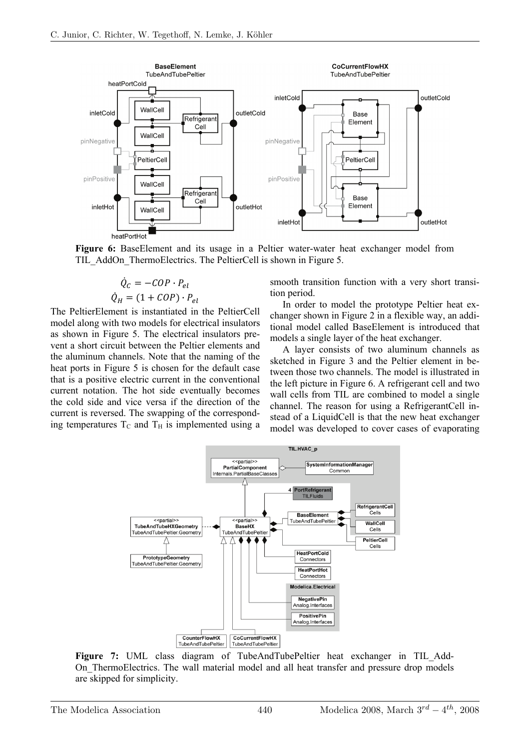Figure 6: BaseElement and its usage in a Peltier water-water heat exchanger model from TIL_AddOn_ThermoElectrics. The PeltierCell is shown in Figure 5.

$$\dot{Q}_C = -COP \cdot P_{el}$$
$$\dot{Q}_H = (1 + COP) \cdot P_{el}$$

The PeltierElement is instantiated in the PeltierCell model along with two models for electrical insulators as shown in Figure 5. The electrical insulators prevent a short circuit between the Peltier elements and the aluminum channels. Note that the naming of the heat ports in Figure 5 is chosen for the default case that is a positive electric current in the conventional current notation. The hot side eventually becomes the cold side and vice versa if the direction of the current is reversed. The swapping of the corresponding temperatures $T_C$ and $T_H$ is implemented using a smooth transition function with a very short transition period.

In order to model the prototype Peltier heat exchanger shown in Figure 2 in a flexible way, an additional model called BaseElement is introduced that models a single layer of the heat exchanger.

A layer consists of two aluminum channels as sketched in Figure 3 and the Peltier element in between those two channels. The model is illustrated in the left picture in Figure 6. A refrigerant cell and two wall cells from TIL are combined to model a single channel. The reason for using a RefrigerantCell instead of a LiquidCell is that the new heat exchanger model was developed to cover cases of evaporating

Figure 7: UML class diagram of TubeAndTubePeltier heat exchanger in TIL_AddOn_ThermoElectrics. The wall material model and all heat transfer and pressure drop models are skipped for simplicity.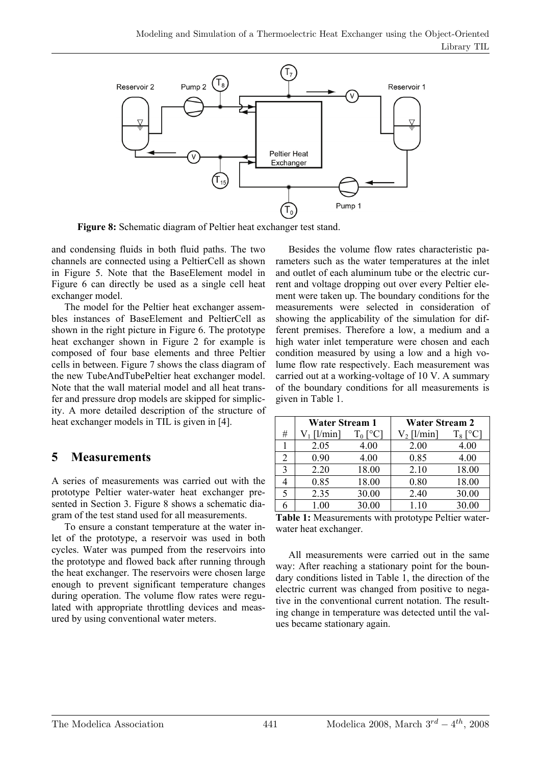Figure 8: Schematic diagram of Peltier heat exchanger test stand.

and condensing fluids in both fluid paths. The two channels are connected using a PeltierCell as shown in Figure 5. Note that the BaseElement model in Figure 6 can directly be used as a single cell heat exchanger model.

The model for the Peltier heat exchanger assembles instances of BaseElement and PeltierCell as shown in the right picture in Figure 6. The prototype heat exchanger shown in Figure 2 for example is composed of four base elements and three Peltier cells in between. Figure 7 shows the class diagram of the new TubeAndTubePeltier heat exchanger model. Note that the wall material model and all heat transfer and pressure drop models are skipped for simplicity. A more detailed description of the structure of heat exchanger models in TIL is given in [4].

## 5 Measurements

A series of measurements was carried out with the prototype Peltier water-water heat exchanger presented in Section 3. Figure 8 shows a schematic diagram of the test stand used for all measurements.

To ensure a constant temperature at the water inlet of the prototype, a reservoir was used in both cycles. Water was pumped from the reservoirs into the prototype and flowed back after running through the heat exchanger. The reservoirs were chosen large enough to prevent significant temperature changes during operation. The volume flow rates were regulated with appropriate throttling devices and measured by using conventional water meters.

Besides the volume flow rates characteristic parameters such as the water temperatures at the inlet and outlet of each aluminum tube or the electric current and voltage dropping out over every Peltier element were taken up. The boundary conditions for the measurements were selected in consideration of showing the applicability of the simulation for different premises. Therefore a low, a medium and a high water inlet temperature were chosen and each condition measured by using a low and a high volume flow rate respectively. Each measurement was carried out at a working-voltage of 10 V. A summary of the boundary conditions for all measurements is given in Table 1.

| | Water Stream 1 | | Water Stream 2 | |
|---|---|---|---|---|
| # | $V_1$ [l/min] | $T_0$ [°C] | $V_2$ [l/min] | $T_8$ [°C] |
| 1 | 2.05 | 4.00 | 2.00 | 4.00 |
| 2 | 0.90 | 4.00 | 0.85 | 4.00 |
| 3 | 2.20 | 18.00 | 2.10 | 18.00 |
| 4 | 0.85 | 18.00 | 0.80 | 18.00 |
| 5 | 2.35 | 30.00 | 2.40 | 30.00 |
| 6 | 1.00 | 30.00 | 1.10 | 30.00 |

**Table 1:** Measurements with prototype Peltier water-water heat exchanger.

All measurements were carried out in the same way: After reaching a stationary point for the boundary conditions listed in Table 1, the direction of the electric current was changed from positive to negative in the conventional current notation. The resulting change in temperature was detected until the values became stationary again.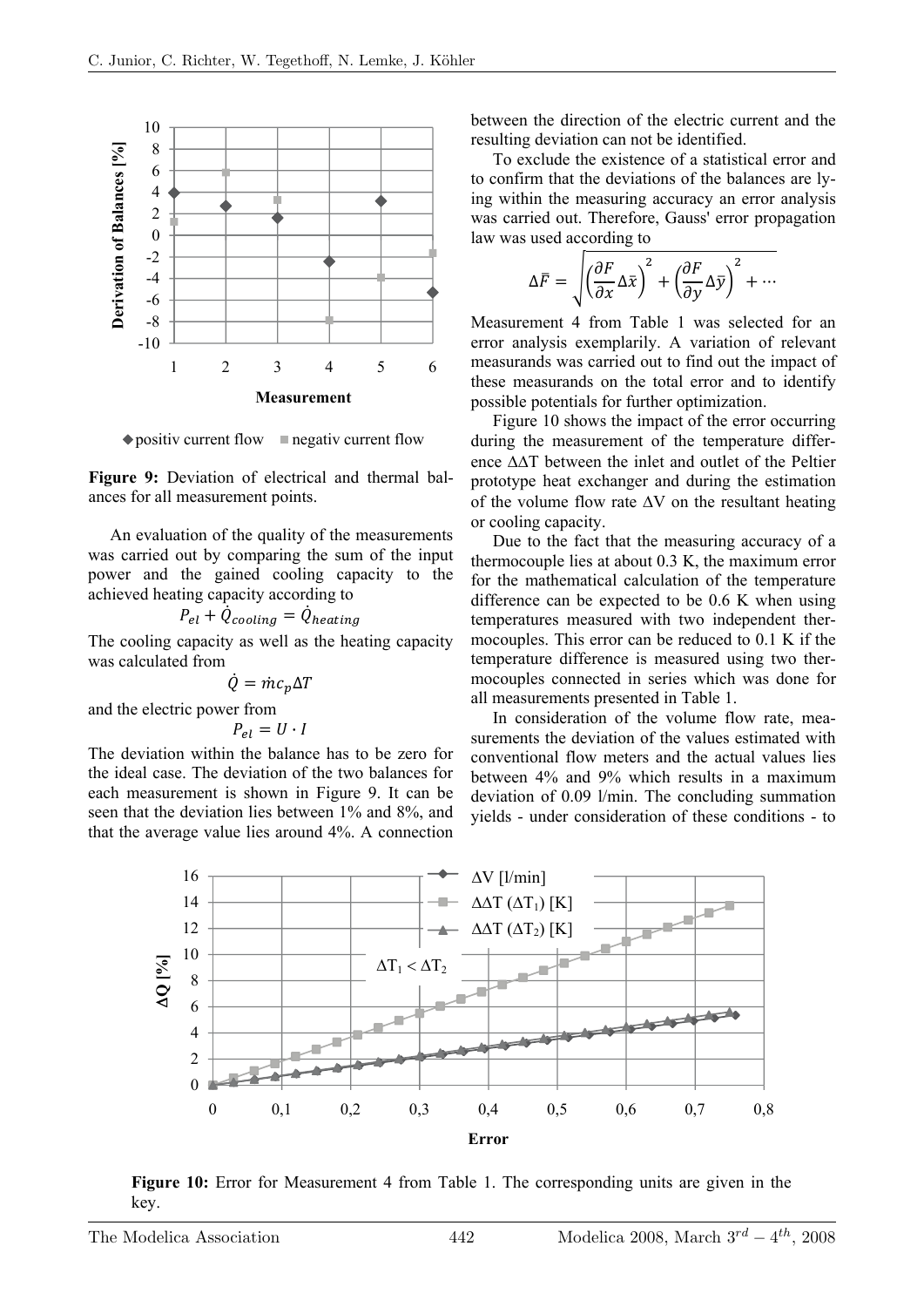**Figure 9:** Deviation of electrical and thermal balances for all measurement points.

An evaluation of the quality of the measurements was carried out by comparing the sum of the input power and the gained cooling capacity to the achieved heating capacity according to

$$P_{el} + \dot{Q}_{cooling} = \dot{Q}_{heating}$$

The cooling capacity as well as the heating capacity was calculated from

$$\dot{Q} = \dot{m} c_p \Delta T$$

and the electric power from

$$P_{el} = U \cdot I$$

The deviation within the balance has to be zero for the ideal case. The deviation of the two balances for each measurement is shown in Figure 9. It can be seen that the deviation lies between 1% and 8%, and that the average value lies around 4%. A connection between the direction of the electric current and the resulting deviation can not be identified.

To exclude the existence of a statistical error and to confirm that the deviations of the balances are lying within the measuring accuracy an error analysis was carried out. Therefore, Gauss' error propagation law was used according to

$$\Delta\bar{F} = \sqrt{\left(\frac{\partial F}{\partial x}\Delta\bar{x}\right)^2 + \left(\frac{\partial F}{\partial y}\Delta\bar{y}\right)^2 + \cdots}$$

Measurement 4 from Table 1 was selected for an error analysis exemplarily. A variation of relevant measurands was carried out to find out the impact of these measurands on the total error and to identify possible potentials for further optimization.

Figure 10 shows the impact of the error occurring during the measurement of the temperature difference $\Delta\Delta T$ between the inlet and outlet of the Peltier prototype heat exchanger and during the estimation of the volume flow rate $\Delta V$ on the resultant heating or cooling capacity.

Due to the fact that the measuring accuracy of a thermocouple lies at about 0.3 K, the maximum error for the mathematical calculation of the temperature difference can be expected to be 0.6 K when using temperatures measured with two independent thermocouples. This error can be reduced to 0.1 K if the temperature difference is measured using two thermocouples connected in series which was done for all measurements presented in Table 1.

In consideration of the volume flow rate, measurements the deviation of the values estimated with conventional flow meters and the actual values lies between 4% and 9% which results in a maximum deviation of 0.09 l/min. The concluding summation yields - under consideration of these conditions - to

**Figure 10:** Error for Measurement 4 from Table 1. The corresponding units are given in the key.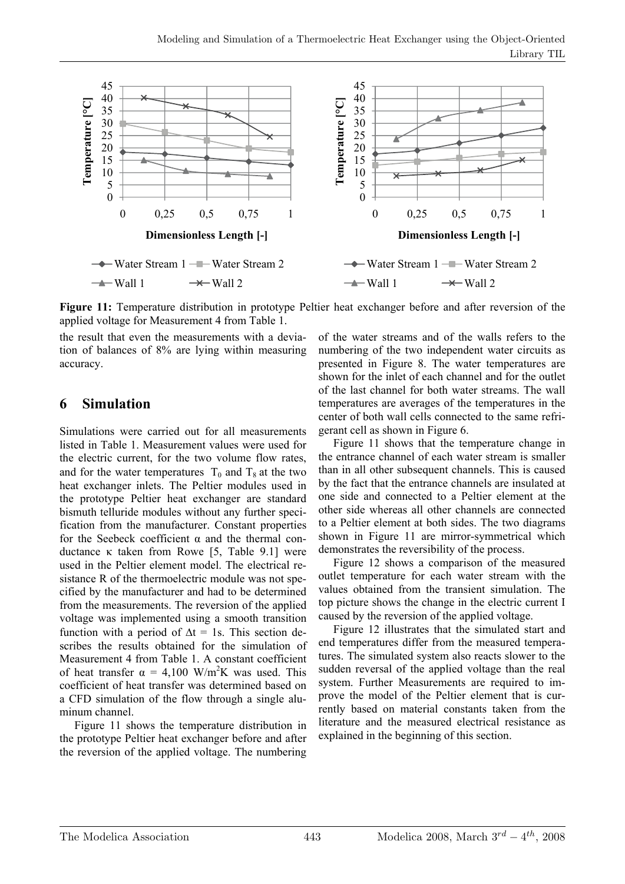**Figure 11:** Temperature distribution in prototype Peltier heat exchanger before and after reversion of the applied voltage for Measurement 4 from Table 1.

the result that even the measurements with a deviation of balances of 8% are lying within measuring accuracy.

# 6 Simulation

Simulations were carried out for all measurements listed in Table 1. Measurement values were used for the electric current, for the two volume flow rates, and for the water temperatures $T_0$ and $T_8$ at the two heat exchanger inlets. The Peltier modules used in the prototype Peltier heat exchanger are standard bismuth telluride modules without any further specification from the manufacturer. Constant properties for the Seebeck coefficient α and the thermal conductance κ taken from Rowe [5, Table 9.1] were used in the Peltier element model. The electrical resistance R of the thermoelectric module was not specified by the manufacturer and had to be determined from the measurements. The reversion of the applied voltage was implemented using a smooth transition function with a period of $\Delta t = 1$s. This section describes the results obtained for the simulation of Measurement 4 from Table 1. A constant coefficient of heat transfer $\alpha = 4{,}100$ W/m$^2$K was used. This coefficient of heat transfer was determined based on a CFD simulation of the flow through a single aluminum channel.

Figure 11 shows the temperature distribution in the prototype Peltier heat exchanger before and after the reversion of the applied voltage. The numbering of the water streams and of the walls refers to the numbering of the two independent water circuits as presented in Figure 8. The water temperatures are shown for the inlet of each channel and for the outlet of the last channel for both water streams. The wall temperatures are averages of the temperatures in the center of both wall cells connected to the same refrigerant cell as shown in Figure 6.

Figure 11 shows that the temperature change in the entrance channel of each water stream is smaller than in all other subsequent channels. This is caused by the fact that the entrance channels are insulated at one side and connected to a Peltier element at the other side whereas all other channels are connected to a Peltier element at both sides. The two diagrams shown in Figure 11 are mirror-symmetrical which demonstrates the reversibility of the process.

Figure 12 shows a comparison of the measured outlet temperature for each water stream with the values obtained from the transient simulation. The top picture shows the change in the electric current I caused by the reversion of the applied voltage.

Figure 12 illustrates that the simulated start and end temperatures differ from the measured temperatures. The simulated system also reacts slower to the sudden reversal of the applied voltage than the real system. Further Measurements are required to improve the model of the Peltier element that is currently based on material constants taken from the literature and the measured electrical resistance as explained in the beginning of this section.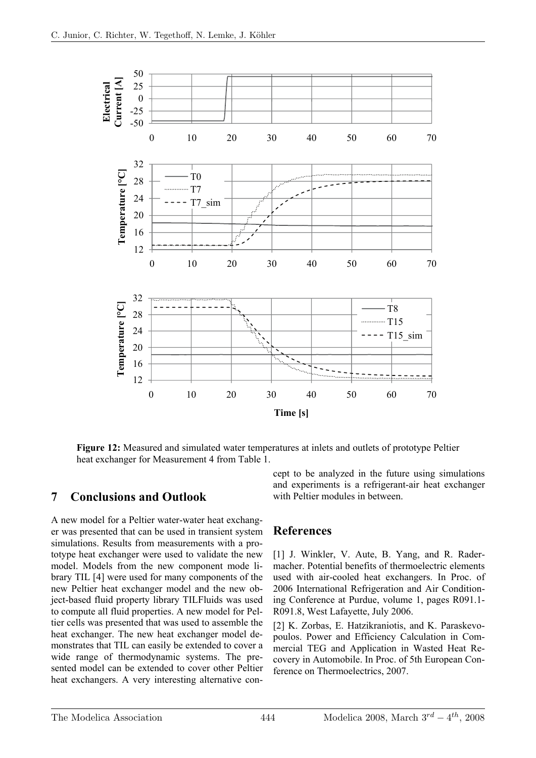**Figure 12:** Measured and simulated water temperatures at inlets and outlets of prototype Peltier heat exchanger for Measurement 4 from Table 1.

## 7 Conclusions and Outlook

A new model for a Peltier water-water heat exchanger was presented that can be used in transient system simulations. Results from measurements with a prototype heat exchanger were used to validate the new model. Models from the new component mode library TIL [4] were used for many components of the new Peltier heat exchanger model and the new object-based fluid property library TILFluids was used to compute all fluid properties. A new model for Peltier cells was presented that was used to assemble the heat exchanger. The new heat exchanger model demonstrates that TIL can easily be extended to cover a wide range of thermodynamic systems. The presented model can be extended to cover other Peltier heat exchangers. A very interesting alternative concept to be analyzed in the future using simulations and experiments is a refrigerant-air heat exchanger with Peltier modules in between.

## References

[1] J. Winkler, V. Aute, B. Yang, and R. Radermacher. Potential benefits of thermoelectric elements used with air-cooled heat exchangers. In Proc. of 2006 International Refrigeration and Air Conditioning Conference at Purdue, volume 1, pages R091.1-R091.8, West Lafayette, July 2006.

[2] K. Zorbas, E. Hatzikraniotis, and K. Paraskevopoulos. Power and Efficiency Calculation in Commercial TEG and Application in Wasted Heat Recovery in Automobile. In Proc. of 5th European Conference on Thermoelectrics, 2007.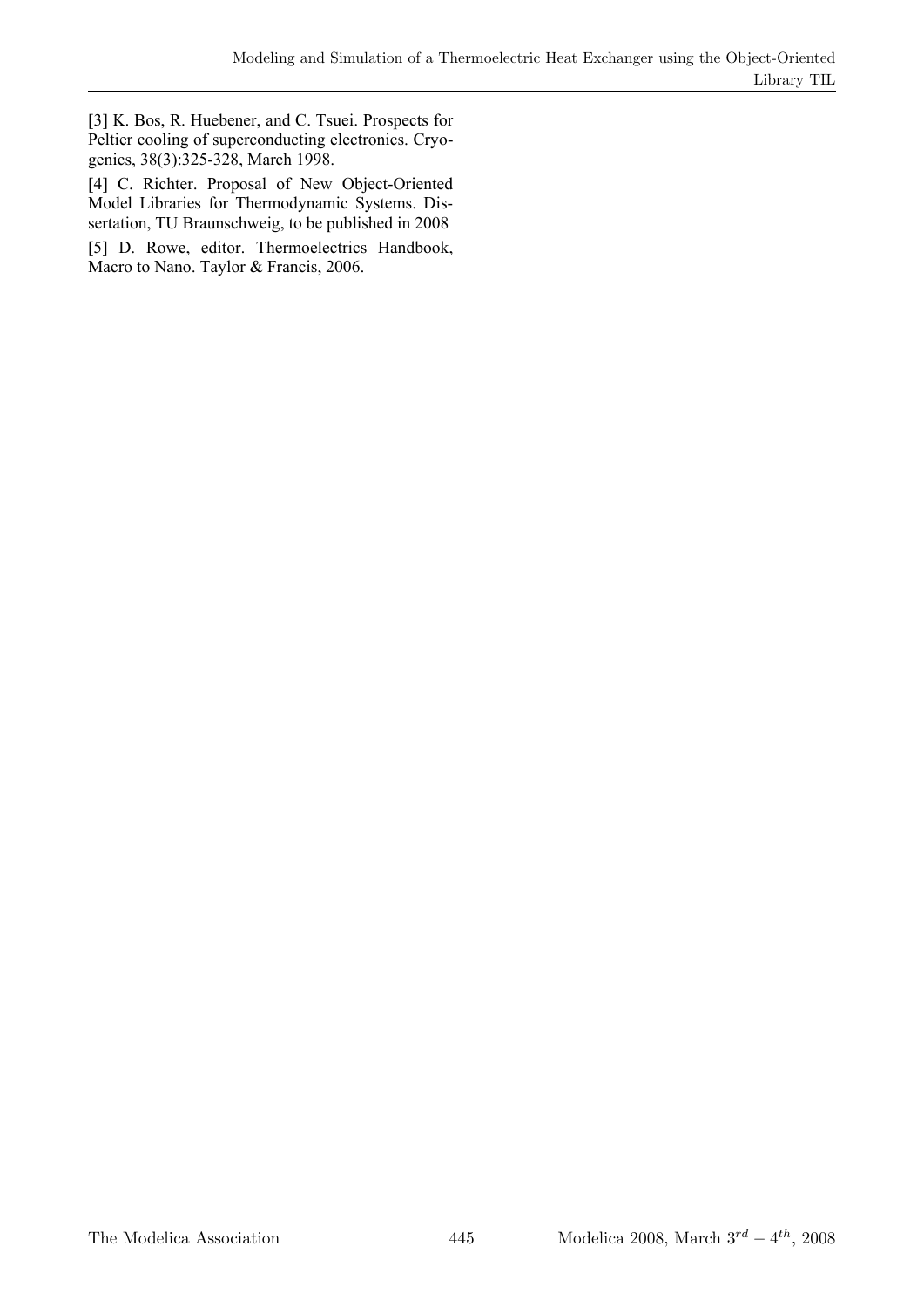[3] K. Bos, R. Huebener, and C. Tsuei. Prospects for Peltier cooling of superconducting electronics. Cryogenics, 38(3):325-328, March 1998.

[4] C. Richter. Proposal of New Object-Oriented Model Libraries for Thermodynamic Systems. Dissertation, TU Braunschweig, to be published in 2008

[5] D. Rowe, editor. Thermoelectrics Handbook, Macro to Nano. Taylor & Francis, 2006.